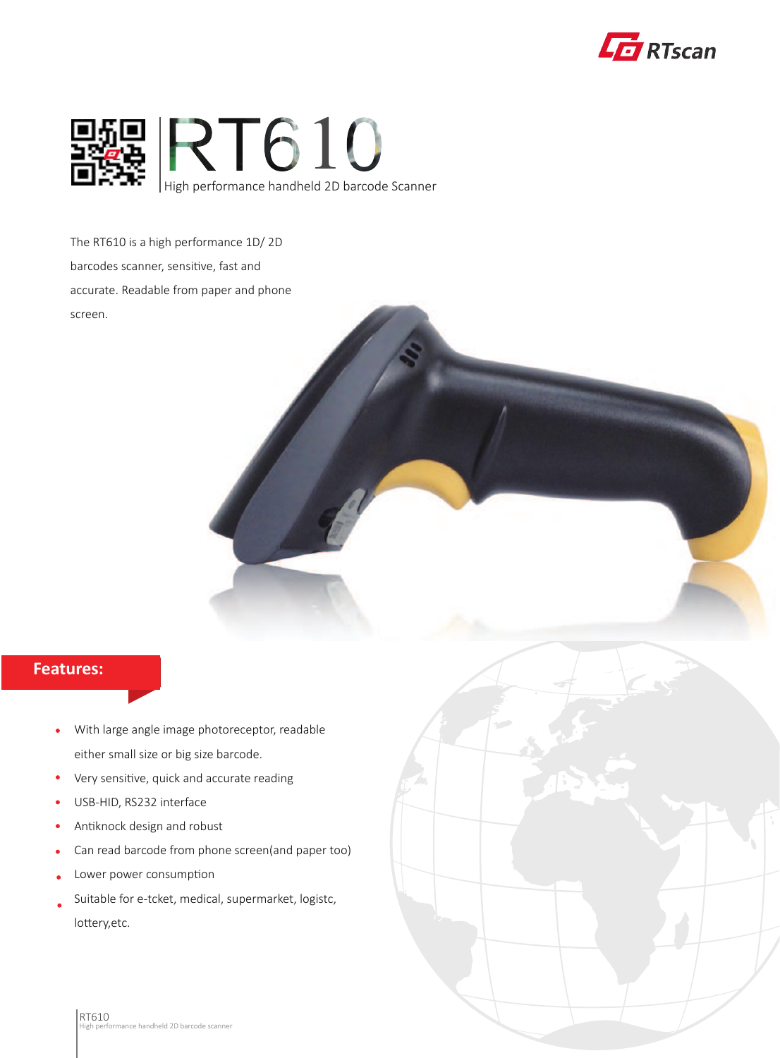RTscan

# RT610

High performance handheld 2D barcode Scanner

The RT610 is a high performance 1D/ 2D barcodes scanner, sensitive, fast and accurate. Readable from paper and phone screen.

## Features:

- With large angle image photoreceptor, readable either small size or big size barcode.
- Very sensitive, quick and accurate reading
- USB-HID, RS232 interface
- Antiknock design and robust
- Can read barcode from phone screen(and paper too)
- Lower power consumption
- Suitable for e-tcket, medical, supermarket, logistc, lottery,etc.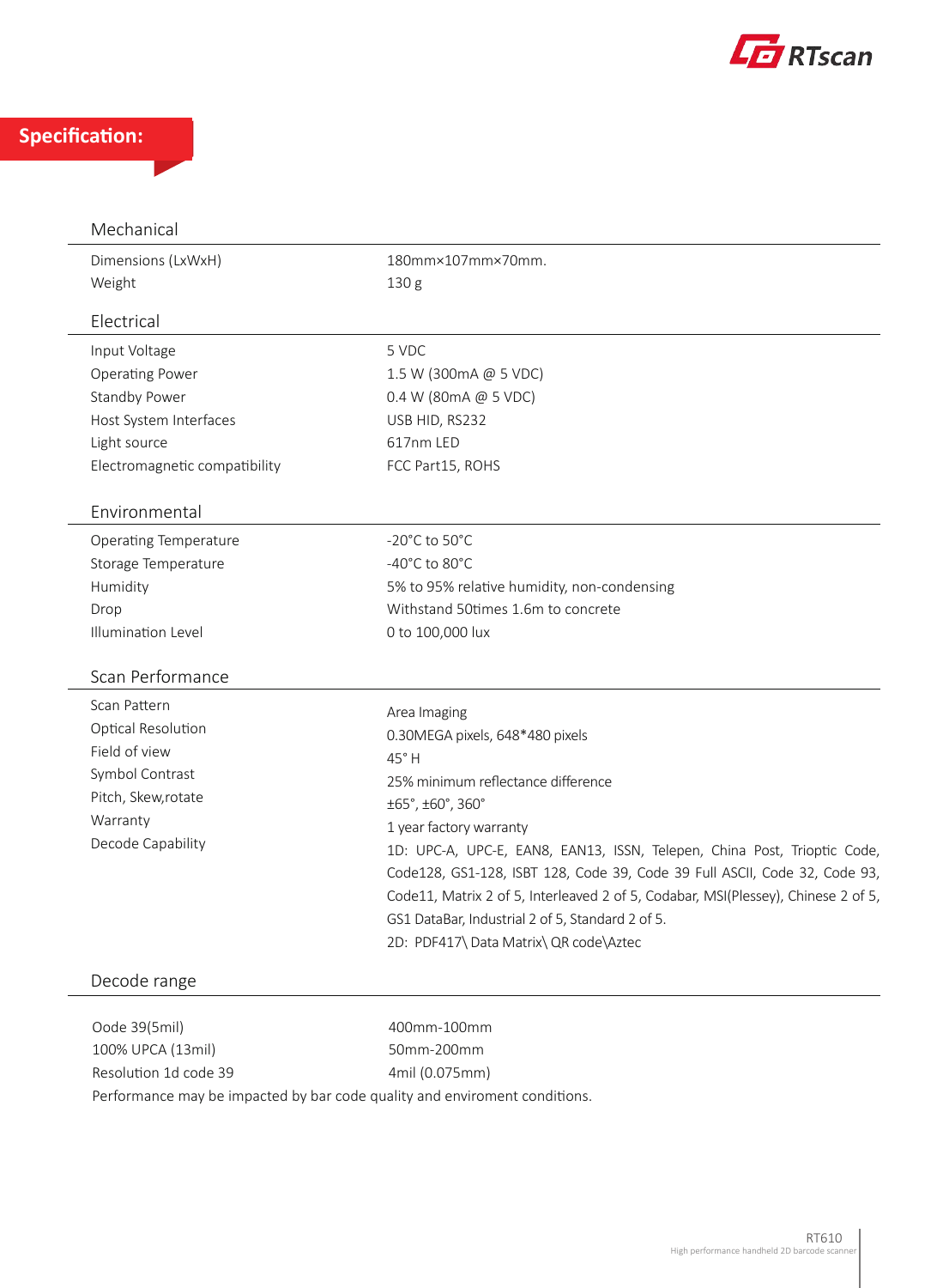## Specification:

### Mechanical

| | |
|---|---|
| Dimensions (LxWxH) | 180mm×107mm×70mm. |
| Weight | 130 g |

### Electrical

| | |
|---|---|
| Input Voltage | 5 VDC |
| Operating Power | 1.5 W (300mA @ 5 VDC) |
| Standby Power | 0.4 W (80mA @ 5 VDC) |
| Host System Interfaces | USB HID, RS232 |
| Light source | 617nm LED |
| Electromagnetic compatibility | FCC Part15, ROHS |

### Environmental

| | |
|---|---|
| Operating Temperature | -20°C to 50°C |
| Storage Temperature | -40°C to 80°C |
| Humidity | 5% to 95% relative humidity, non-condensing |
| Drop | Withstand 50times 1.6m to concrete |
| Illumination Level | 0 to 100,000 lux |

### Scan Performance

| | |
|---|---|
| Scan Pattern | Area Imaging |
| Optical Resolution | 0.30MEGA pixels, 648*480 pixels |
| Field of view | 45° H |
| Symbol Contrast | 25% minimum reflectance difference |
| Pitch, Skew,rotate | ±65°, ±60°, 360° |
| Warranty | 1 year factory warranty |
| Decode Capability | 1D: UPC-A, UPC-E, EAN8, EAN13, ISSN, Telepen, China Post, Trioptic Code, Code128, GS1-128, ISBT 128, Code 39, Code 39 Full ASCII, Code 32, Code 93, Code11, Matrix 2 of 5, Interleaved 2 of 5, Codabar, MSI(Plessey), Chinese 2 of 5, GS1 DataBar, Industrial 2 of 5, Standard 2 of 5.<br>2D: PDF417\ Data Matrix\ QR code\Aztec |

### Decode range

| | |
|---|---|
| Oode 39(5mil) | 400mm-100mm |
| 100% UPCA (13mil) | 50mm-200mm |
| Resolution 1d code 39 | 4mil (0.075mm) |

Performance may be impacted by bar code quality and enviroment conditions.